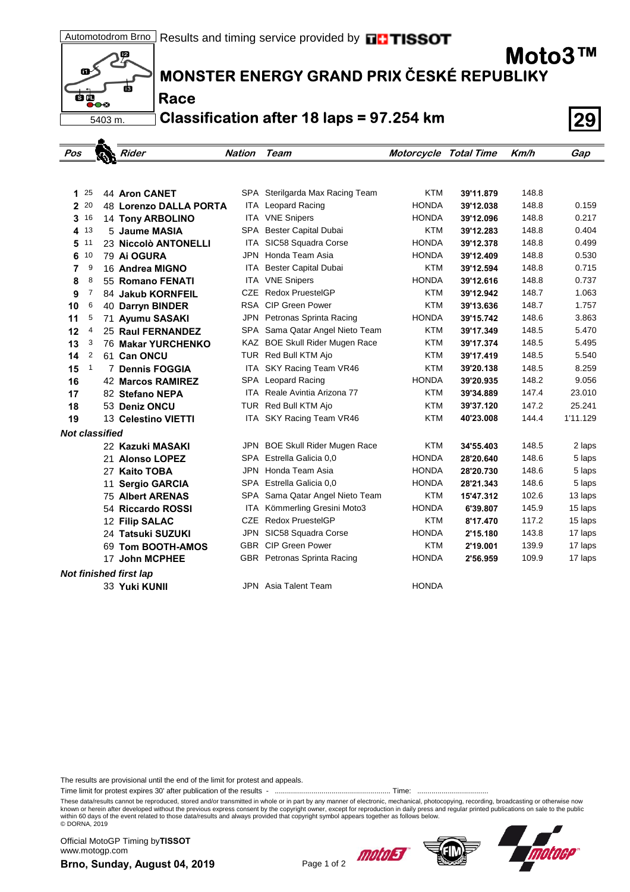Automotodrom Brno Results and timing service provided by TISSOT

5403 m.

# Moto3™

## MONSTER ENERGY GRAND PRIX ČESKÉ REPUBLIKY

### Race

### Classification after 18 laps = 97.254 km

**29**

| Pos | Points | No. | Rider | Nation | Team | Motorcycle | Total Time | Km/h | Gap |
|---|---|---|---|---|---|---|---|---|---|
| 1 | 25 | 44 | **Aron CANET** | SPA | Sterilgarda Max Racing Team | KTM | 39'11.879 | 148.8 | |
| 2 | 20 | 48 | **Lorenzo DALLA PORTA** | ITA | Leopard Racing | HONDA | 39'12.038 | 148.8 | 0.159 |
| 3 | 16 | 14 | **Tony ARBOLINO** | ITA | VNE Snipers | HONDA | 39'12.096 | 148.8 | 0.217 |
| 4 | 13 | 5 | **Jaume MASIA** | SPA | Bester Capital Dubai | KTM | 39'12.283 | 148.8 | 0.404 |
| 5 | 11 | 23 | **Niccolò ANTONELLI** | ITA | SIC58 Squadra Corse | HONDA | 39'12.378 | 148.8 | 0.499 |
| 6 | 10 | 79 | **Ai OGURA** | JPN | Honda Team Asia | HONDA | 39'12.409 | 148.8 | 0.530 |
| 7 | 9 | 16 | **Andrea MIGNO** | ITA | Bester Capital Dubai | KTM | 39'12.594 | 148.8 | 0.715 |
| 8 | 8 | 55 | **Romano FENATI** | ITA | VNE Snipers | HONDA | 39'12.616 | 148.8 | 0.737 |
| 9 | 7 | 84 | **Jakub KORNFEIL** | CZE | Redox PruestelGP | KTM | 39'12.942 | 148.7 | 1.063 |
| 10 | 6 | 40 | **Darryn BINDER** | RSA | CIP Green Power | KTM | 39'13.636 | 148.7 | 1.757 |
| 11 | 5 | 71 | **Ayumu SASAKI** | JPN | Petronas Sprinta Racing | HONDA | 39'15.742 | 148.6 | 3.863 |
| 12 | 4 | 25 | **Raul FERNANDEZ** | SPA | Sama Qatar Angel Nieto Team | KTM | 39'17.349 | 148.5 | 5.470 |
| 13 | 3 | 76 | **Makar YURCHENKO** | KAZ | BOE Skull Rider Mugen Race | KTM | 39'17.374 | 148.5 | 5.495 |
| 14 | 2 | 61 | **Can ONCU** | TUR | Red Bull KTM Ajo | KTM | 39'17.419 | 148.5 | 5.540 |
| 15 | 1 | 7 | **Dennis FOGGIA** | ITA | SKY Racing Team VR46 | KTM | 39'20.138 | 148.5 | 8.259 |
| 16 | | 42 | **Marcos RAMIREZ** | SPA | Leopard Racing | HONDA | 39'20.935 | 148.2 | 9.056 |
| 17 | | 82 | **Stefano NEPA** | ITA | Reale Avintia Arizona 77 | KTM | 39'34.889 | 147.4 | 23.010 |
| 18 | | 53 | **Deniz ONCU** | TUR | Red Bull KTM Ajo | KTM | 39'37.120 | 147.2 | 25.241 |
| 19 | | 13 | **Celestino VIETTI** | ITA | SKY Racing Team VR46 | KTM | 40'23.008 | 144.4 | 1'11.129 |
| ***Not classified*** | | | | | | | | | |
| | | 22 | **Kazuki MASAKI** | JPN | BOE Skull Rider Mugen Race | KTM | 34'55.403 | 148.5 | 2 laps |
| | | 21 | **Alonso LOPEZ** | SPA | Estrella Galicia 0,0 | HONDA | 28'20.640 | 148.6 | 5 laps |
| | | 27 | **Kaito TOBA** | JPN | Honda Team Asia | HONDA | 28'20.730 | 148.6 | 5 laps |
| | | 11 | **Sergio GARCIA** | SPA | Estrella Galicia 0,0 | HONDA | 28'21.343 | 148.6 | 5 laps |
| | | 75 | **Albert ARENAS** | SPA | Sama Qatar Angel Nieto Team | KTM | 15'47.312 | 102.6 | 13 laps |
| | | 54 | **Riccardo ROSSI** | ITA | Kömmerling Gresini Moto3 | HONDA | 6'39.807 | 145.9 | 15 laps |
| | | 12 | **Filip SALAC** | CZE | Redox PruestelGP | KTM | 8'17.470 | 117.2 | 15 laps |
| | | 24 | **Tatsuki SUZUKI** | JPN | SIC58 Squadra Corse | HONDA | 2'15.180 | 143.8 | 17 laps |
| | | 69 | **Tom BOOTH-AMOS** | GBR | CIP Green Power | KTM | 2'19.001 | 139.9 | 17 laps |
| | | 17 | **John MCPHEE** | GBR | Petronas Sprinta Racing | HONDA | 2'56.959 | 109.9 | 17 laps |
| ***Not finished first lap*** | | | | | | | | | |
| | | 33 | **Yuki KUNII** | JPN | Asia Talent Team | HONDA | | | |

The results are provisional until the end of the limit for protest and appeals.

Time limit for protest expires 30' after publication of the results - ........................................................ Time: ..................................

These data/results cannot be reproduced, stored and/or transmitted in whole or in part by any manner of electronic, mechanical, photocopying, recording, broadcasting or otherwise now known or herein after developed without the previous express consent by the copyright owner, except for reproduction in daily press and regular printed publications on sale to the public within 60 days of the event related to those data/results and always provided that copyright symbol appears together as follows below.
© DORNA, 2019

Official MotoGP Timing by **TISSOT**
www.motogp.com

**Brno, Sunday, August 04, 2019**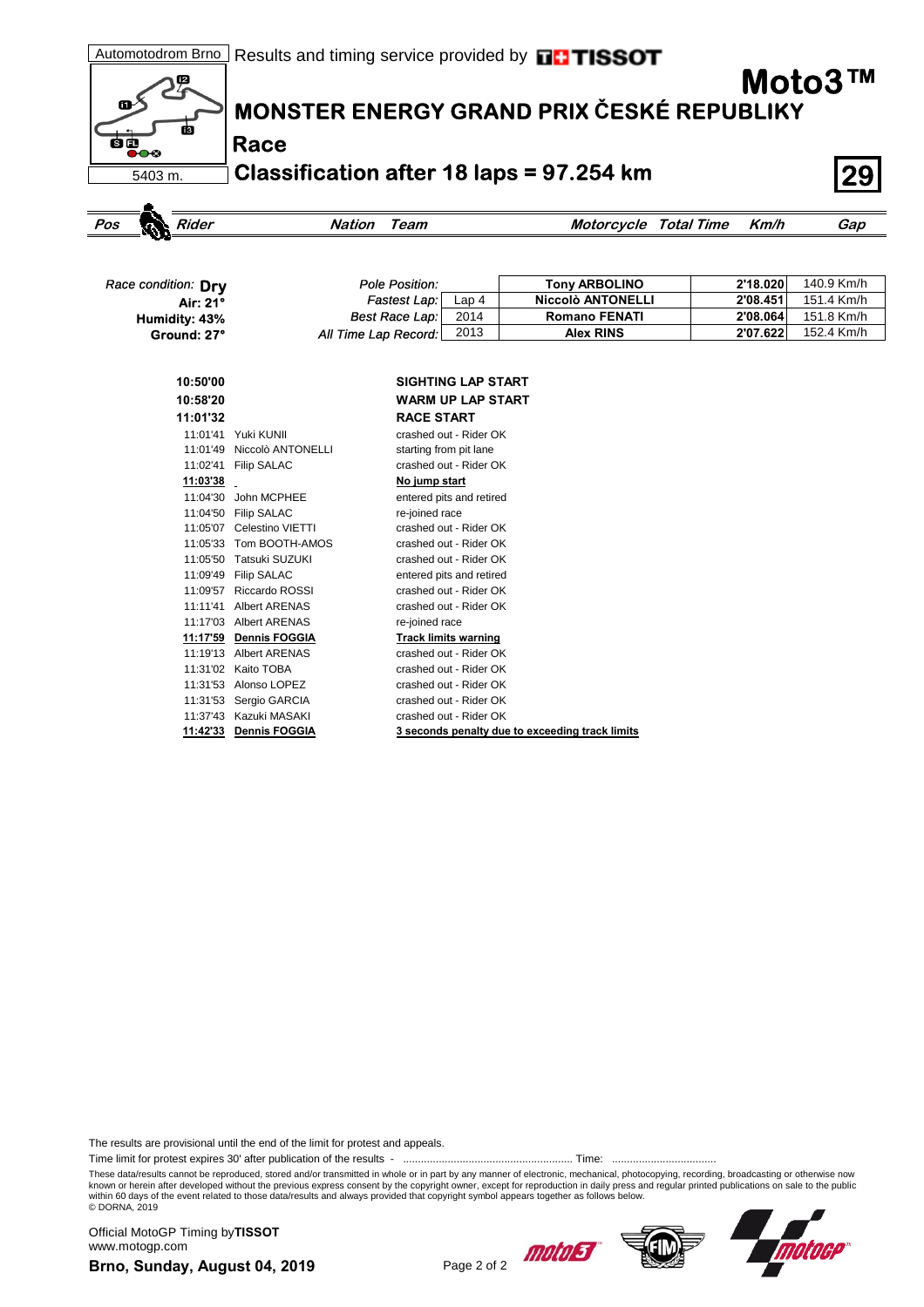Automotodrom Brno | Results and timing service provided by TISSOT

5403 m.

# Moto3™

## MONSTER ENERGY GRAND PRIX ČESKÉ REPUBLIKY

### Race

### Classification after 18 laps = 97.254 km

**29**

| Pos | Rider | Nation | Team | Motorcycle | Total Time | Km/h | Gap |
|---|---|---|---|---|---|---|---|

Race condition: **Dry**
Air: 21°
Humidity: 43%
Ground: 27°

| | | | | |
|---|---|---|---|---|
| Pole Position: | | Tony ARBOLINO | 2'18.020 | 140.9 Km/h |
| Fastest Lap: | Lap 4 | Niccolò ANTONELLI | 2'08.451 | 151.4 Km/h |
| Best Race Lap: | 2014 | Romano FENATI | 2'08.064 | 151.8 Km/h |
| All Time Lap Record: | 2013 | Alex RINS | 2'07.622 | 152.4 Km/h |

| | | |
|---|---|---|
| **10:50'00** | | **SIGHTING LAP START** |
| **10:58'20** | | **WARM UP LAP START** |
| **11:01'32** | | **RACE START** |
| 11:01'41 | Yuki KUNII | crashed out - Rider OK |
| 11:01'49 | Niccolò ANTONELLI | starting from pit lane |
| 11:02'41 | Filip SALAC | crashed out - Rider OK |
| **11:03'38** | | **No jump start** |
| 11:04'30 | John MCPHEE | entered pits and retired |
| 11:04'50 | Filip SALAC | re-joined race |
| 11:05'07 | Celestino VIETTI | crashed out - Rider OK |
| 11:05'33 | Tom BOOTH-AMOS | crashed out - Rider OK |
| 11:05'50 | Tatsuki SUZUKI | crashed out - Rider OK |
| 11:09'49 | Filip SALAC | entered pits and retired |
| 11:09'57 | Riccardo ROSSI | crashed out - Rider OK |
| 11:11'41 | Albert ARENAS | crashed out - Rider OK |
| 11:17'03 | Albert ARENAS | re-joined race |
| **11:17'59** | **Dennis FOGGIA** | **Track limits warning** |
| 11:19'13 | Albert ARENAS | crashed out - Rider OK |
| 11:31'02 | Kaito TOBA | crashed out - Rider OK |
| 11:31'53 | Alonso LOPEZ | crashed out - Rider OK |
| 11:31'53 | Sergio GARCIA | crashed out - Rider OK |
| 11:37'43 | Kazuki MASAKI | crashed out - Rider OK |
| **11:42'33** | **Dennis FOGGIA** | **3 seconds penalty due to exceeding track limits** |

The results are provisional until the end of the limit for protest and appeals.

Time limit for protest expires 30' after publication of the results - ......................................................... Time: ...................................

These data/results cannot be reproduced, stored and/or transmitted in whole or in part by any manner of electronic, mechanical, photocopying, recording, broadcasting or otherwise now known or herein after developed without the previous express consent by the copyright owner, except for reproduction in daily press and regular printed publications on sale to the public within 60 days of the event related to those data/results and always provided that copyright symbol appears together as follows below.
© DORNA, 2019

Official MotoGP Timing by **TISSOT**
www.motogp.com
**Brno, Sunday, August 04, 2019**